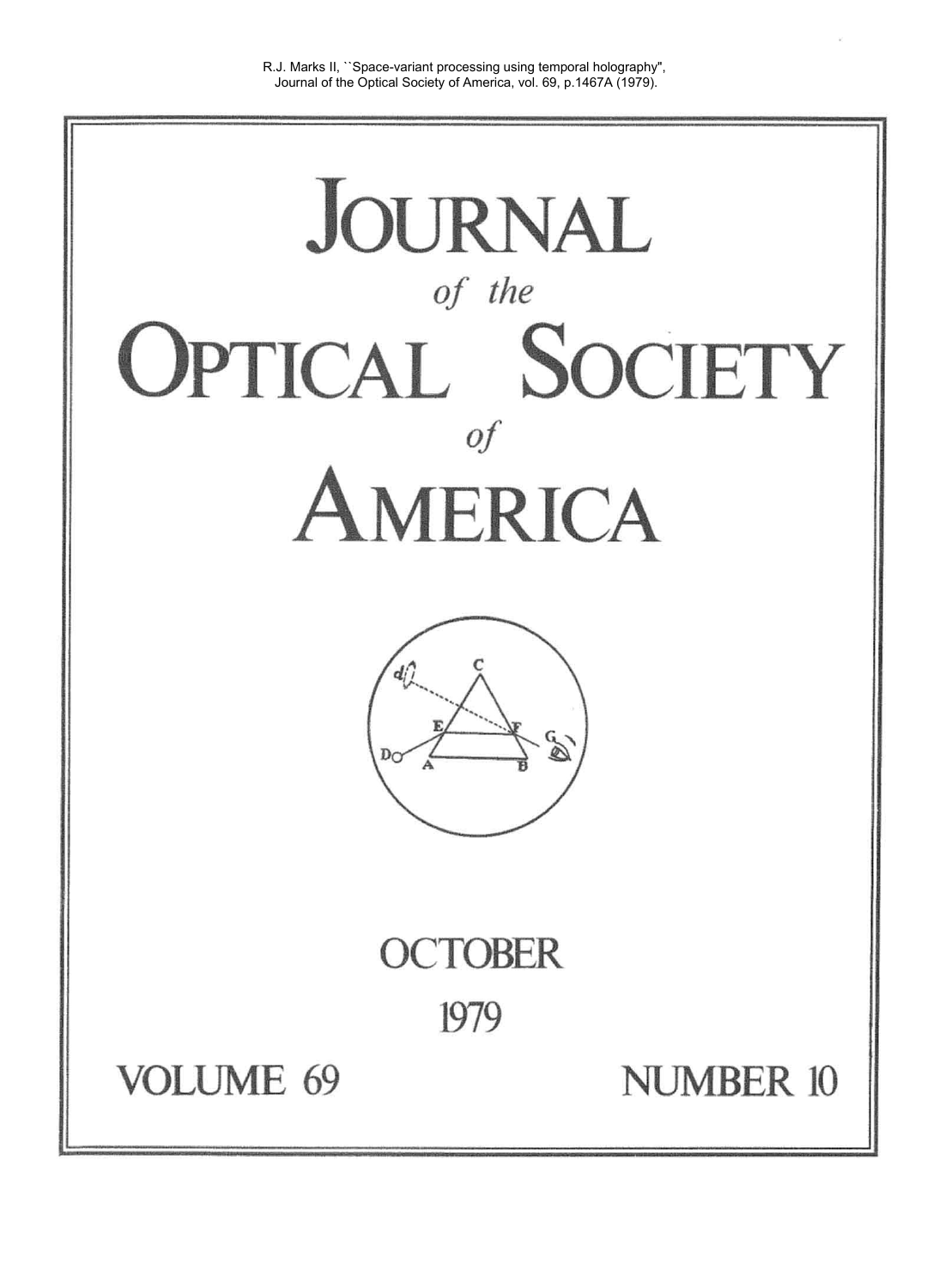R.J. Marks II, ``Space-variant processing using temporal holography", Journal of the Optical Society of America, vol. 69, p.1467A (1979).

# JOURNAL

*of the*

# OPTICAL SOCIETY

*of*

# AMERICA

OCTOBER

1979

VOLUME 69

NUMBER 10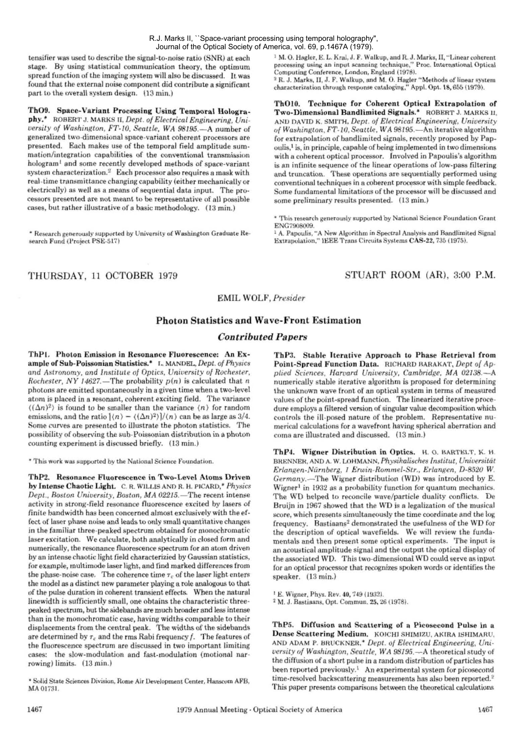tensifier was used to describe the signal-to-noise ratio (SNR) at each stage. By using statistical communication theory, the optimum spread function of the imaging system will also be discussed. It was found that the external noise component did contribute a significant part to the overall system design. (13 min.)

**ThO9. Space-Variant Processing Using Temporal Holography.*** ROBERT J. MARKS II, *Dept. of Electrical Engineering, University of Washington, FT-10, Seattle, WA 98195.*—A number of generalized two-dimensional space-variant coherent processors are presented. Each makes use of the temporal field amplitude summation/integration capabilities of the conventional transmission hologram[1] and some recently developed methods of space-variant system characterization.[2] Each processor also requires a mask with real-time transmittance changing capability (either mechanically or electrically) as well as a means of sequential data input. The processors presented are not meant to be representative of all possible cases, but rather illustrative of a basic methodology. (13 min.)

\* Research generously supported by University of Washington Graduate Research Fund (Project PSE-517)

[1] M. O. Hagler, E. L. Kral, J. F. Walkup, and R. J. Marks, II, "Linear coherent processing using an input scanning technique," Proc. International Optical Computing Conference, London, England (1978).

[2] R. J. Marks, II, J. F. Walkup, and M. O. Hagler "Methods of linear system characterization through response cataloging," Appl. Opt. **18**, 655 (1979).

**ThO10. Technique for Coherent Optical Extrapolation of Two-Dimensional Bandlimited Signals.*** ROBERT J. MARKS II, AND DAVID K. SMITH, *Dept. of Electrical Engineering, University of Washington, FT-10, Seattle, WA 98195.*—An iterative algorithm for extrapolation of bandlimited signals, recently proposed by Papoulis,[1] is, in principle, capable of being implemented in two dimensions with a coherent optical processor. Involved in Papoulis's algorithm is an infinite sequence of the linear operations of low-pass filtering and truncation. These operations are sequentially performed using conventional techniques in a coherent processor with simple feedback. Some fundamental limitations of the processor will be discussed and some preliminary results presented. (13 min.)

\* This research generously supported by National Science Foundation Grant ENG7908009.

[1] A. Papoulis, "A New Algorithm in Spectral Analysis and Bandlimited Signal Extrapolation," IEEE Trans Circuits Systems **CAS-22**, 735 (1975).

THURSDAY, 11 OCTOBER 1979 — STUART ROOM (AR), 3:00 P.M.

EMIL WOLF, *Presider*

## Photon Statistics and Wave-Front Estimation

### *Contributed Papers*

**ThP1. Photon Emission in Resonance Fluorescence: An Example of Sub-Poissonian Statistics.*** L. MANDEL, *Dept. of Physics and Astronomy, and Institute of Optics, University of Rochester, Rochester, NY 14627.*—The probability $p(n)$ is calculated that $n$ photons are emitted spontaneously in a given time when a two-level atom is placed in a resonant, coherent exciting field. The variance $\langle(\Delta n)^2\rangle$ is found to be smaller than the variance $\langle n\rangle$ for random emissions, and the ratio $[\langle n\rangle - \langle(\Delta n)^2\rangle]/\langle n\rangle$ can be as large as 3/4. Some curves are presented to illustrate the photon statistics. The possibility of observing the sub-Poissonian distribution in a photon counting experiment is discussed briefly. (13 min.)

\* This work was supported by the National Science Foundation.

**ThP2. Resonance Fluorescence in Two-Level Atoms Driven by Intense Chaotic Light.** C. R. WILLIS AND R. H. PICARD,* *Physics Dept., Boston University, Boston, MA 02215.*—The recent intense activity in strong-field resonance fluorescence excited by lasers of finite bandwidth has been concerned almost exclusively with the effect of laser phase noise and leads to only small quantitative changes in the familiar three-peaked spectrum obtained for monochromatic laser excitation. We calculate, both analytically in closed form and numerically, the resonance fluorescence spectrum for an atom driven by an intense chaotic light field characterizied by Gaussian statistics, for example, multimode laser light, and find marked differences from the phase-noise case. The coherence time $\tau_c$ of the laser light enters the model as a distinct new parameter playing a role analogous to that of the pulse duration in coherent transient effects. When the natural linewidth is sufficiently small, one obtains the characteristic three-peaked spectrum, but the sidebands are much broader and less intense than in the monochromatic case, having widths comparable to their displacements from the central peak. The widths of the sidebands are determined by $\tau_c$ and the rms Rabi frequency $f$. The features of the fluorescence spectrum are discussed in two important limiting cases: the slow-modulation and fast-modulation (motional narrowing) limits. (13 min.)

\* Solid State Sciences Division, Rome Air Development Center, Hanscom AFB, MA 01731.

**ThP3. Stable Iterative Approach to Phase Retrieval from Point-Spread Function Data.** RICHARD BARAKAT, *Dept of Applied Sciences, Harvard University, Cambridge, MA 02138.*—A numerically stable iterative algorithm is proposed for determining the unknown wave front of an optical system in terms of measured values of the point-spread function. The linearized iterative procedure employs a filtered version of singular value decomposition which controls the ill-posed nature of the problem. Representative numerical calculations for a wavefront having spherical aberration and coma are illustrated and discussed. (13 min.)

**ThP4. Wigner Distribution in Optics.** H. O. BARTELT, K. H. BRENNER, AND A. W. LOHMANN, *Physikalisches Institut, Universität Erlangen-Nürnberg, 1 Erwin-Rommel-Str., Erlangen, D-8520 W. Germany.*—The Wigner distribution (WD) was introduced by E. Wigner[1] in 1932 as a probability function for quantum mechanics. The WD helped to reconcile wave/particle duality conflicts. De Bruijn in 1967 showed that the WD is a legalization of the musical score, which presents simultaneously the time coordinate and the log frequency. Bastiaans[2] demonstrated the usefulness of the WD for the description of optical wavefields. We will review the fundamentals and then present some optical experiments. The input is an acoustical amplitude signal and the output the optical display of the associated WD. This two-dimensional WD could serve as input for an optical processor that recognizes spoken words or identifies the speaker. (13 min.)

[1] E. Wigner, Phys. Rev. **40**, 749 (1932).

[2] M. J. Bastiaans, Opt. Commun. **25**, 26 (1978).

**ThP5. Diffusion and Scattering of a Picosecond Pulse in a Dense Scattering Medium.** KOICHI SHIMIZU, AKIRA ISHIMARU, AND ADAM P. BRUCKNER,* *Dept. of Electrical Engineering, University of Washington, Seattle, WA 98195.*—A theoretical study of the diffusion of a short pulse in a random distribution of particles has been reported previously.[1] An experimental system for picosecond time-resolved backscattering measurements has also been reported.[2] This paper presents comparisons between the theoretical calculations